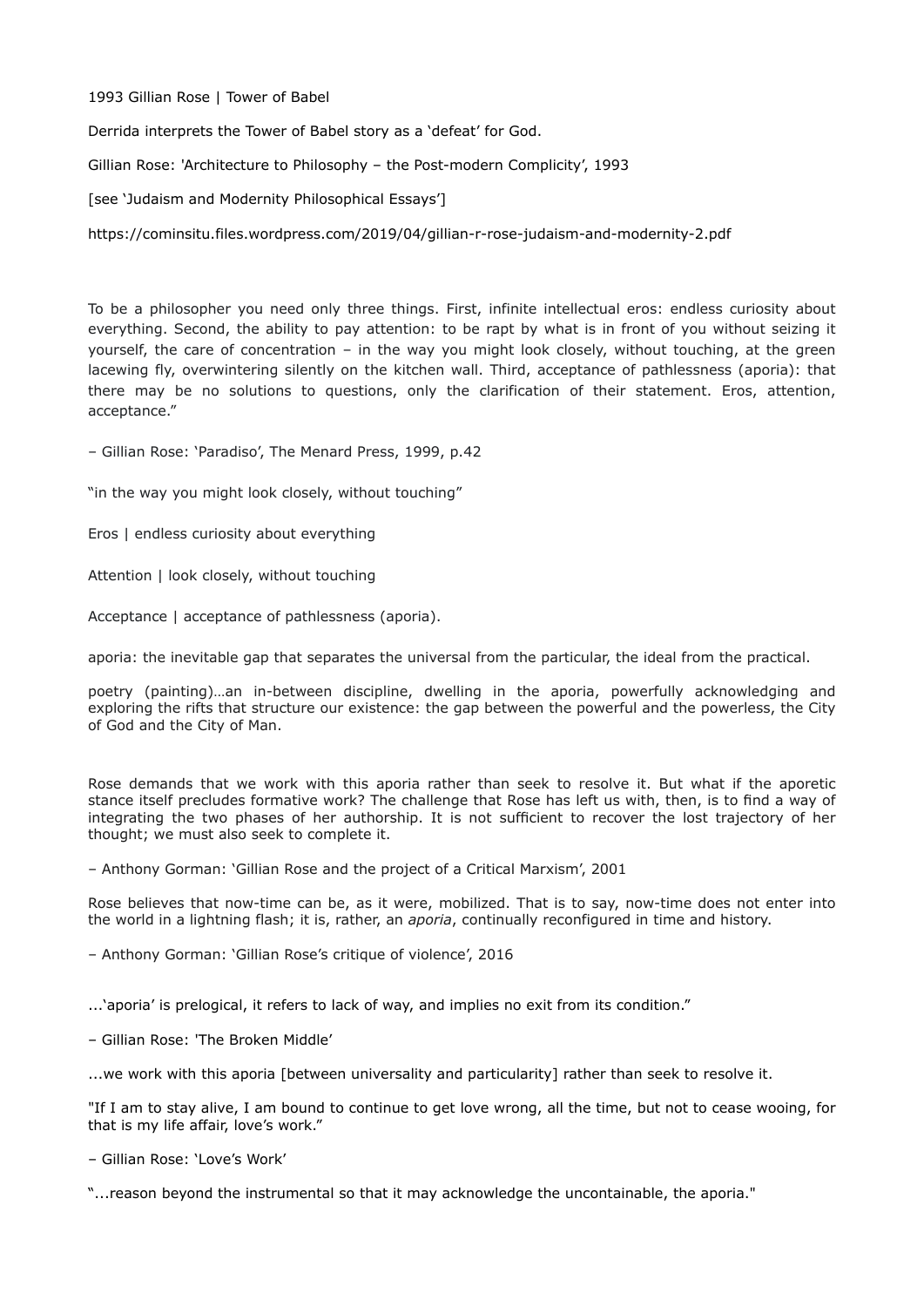1993 Gillian Rose | Tower of Babel

Derrida interprets the Tower of Babel story as a 'defeat' for God.

Gillian Rose: 'Architecture to Philosophy – the Post-modern Complicity', 1993

[see 'Judaism and Modernity Philosophical Essays']

https://cominsitu.files.wordpress.com/2019/04/gillian-r-rose-judaism-and-modernity-2.pdf

To be a philosopher you need only three things. First, infinite intellectual eros: endless curiosity about everything. Second, the ability to pay attention: to be rapt by what is in front of you without seizing it yourself, the care of concentration – in the way you might look closely, without touching, at the green lacewing fly, overwintering silently on the kitchen wall. Third, acceptance of pathlessness (aporia): that there may be no solutions to questions, only the clarification of their statement. Eros, attention, acceptance."

– Gillian Rose: 'Paradiso', The Menard Press, 1999, p.42

"in the way you might look closely, without touching"

Eros | endless curiosity about everything

Attention | look closely, without touching

Acceptance | acceptance of pathlessness (aporia).

aporia: the inevitable gap that separates the universal from the particular, the ideal from the practical.

poetry (painting)…an in-between discipline, dwelling in the aporia, powerfully acknowledging and exploring the rifts that structure our existence: the gap between the powerful and the powerless, the City of God and the City of Man.

Rose demands that we work with this aporia rather than seek to resolve it. But what if the aporetic stance itself precludes formative work? The challenge that Rose has left us with, then, is to find a way of integrating the two phases of her authorship. It is not sufficient to recover the lost trajectory of her thought; we must also seek to complete it.

– Anthony Gorman: 'Gillian Rose and the project of a Critical Marxism', 2001

Rose believes that now-time can be, as it were, mobilized. That is to say, now-time does not enter into the world in a lightning flash; it is, rather, an *aporia*, continually reconfigured in time and history.

– Anthony Gorman: 'Gillian Rose's critique of violence', 2016

...'aporia' is prelogical, it refers to lack of way, and implies no exit from its condition."

– Gillian Rose: 'The Broken Middle'

...we work with this aporia [between universality and particularity] rather than seek to resolve it.

"If I am to stay alive, I am bound to continue to get love wrong, all the time, but not to cease wooing, for that is my life affair, love's work."

– Gillian Rose: 'Love's Work'

"...reason beyond the instrumental so that it may acknowledge the uncontainable, the aporia."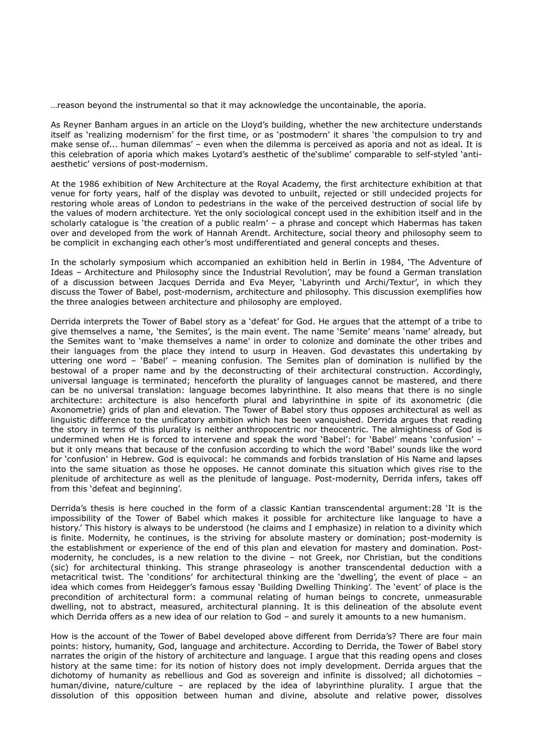…reason beyond the instrumental so that it may acknowledge the uncontainable, the aporia.

As Reyner Banham argues in an article on the Lloyd's building, whether the new architecture understands itself as 'realizing modernism' for the first time, or as 'postmodern' it shares 'the compulsion to try and make sense of... human dilemmas' – even when the dilemma is perceived as aporia and not as ideal. It is this celebration of aporia which makes Lyotard's aesthetic of the'sublime' comparable to self-styled 'anti-aesthetic' versions of post-modernism.

At the 1986 exhibition of New Architecture at the Royal Academy, the first architecture exhibition at that venue for forty years, half of the display was devoted to unbuilt, rejected or still undecided projects for restoring whole areas of London to pedestrians in the wake of the perceived destruction of social life by the values of modern architecture. Yet the only sociological concept used in the exhibition itself and in the scholarly catalogue is 'the creation of a public realm' – a phrase and concept which Habermas has taken over and developed from the work of Hannah Arendt. Architecture, social theory and philosophy seem to be complicit in exchanging each other's most undifferentiated and general concepts and theses.

In the scholarly symposium which accompanied an exhibition held in Berlin in 1984, 'The Adventure of Ideas – Architecture and Philosophy since the Industrial Revolution', may be found a German translation of a discussion between Jacques Derrida and Eva Meyer, 'Labyrinth und Archi/Textur', in which they discuss the Tower of Babel, post-modernism, architecture and philosophy. This discussion exemplifies how the three analogies between architecture and philosophy are employed.

Derrida interprets the Tower of Babel story as a 'defeat' for God. He argues that the attempt of a tribe to give themselves a name, 'the Semites', is the main event. The name 'Semite' means 'name' already, but the Semites want to 'make themselves a name' in order to colonize and dominate the other tribes and their languages from the place they intend to usurp in Heaven. God devastates this undertaking by uttering one word – 'Babel' – meaning confusion. The Semites plan of domination is nullified by the bestowal of a proper name and by the deconstructing of their architectural construction. Accordingly, universal language is terminated; henceforth the plurality of languages cannot be mastered, and there can be no universal translation: language becomes labyrinthine. It also means that there is no single architecture: architecture is also henceforth plural and labyrinthine in spite of its axonometric (die Axonometrie) grids of plan and elevation. The Tower of Babel story thus opposes architectural as well as linguistic difference to the unificatory ambition which has been vanquished. Derrida argues that reading the story in terms of this plurality is neither anthropocentric nor theocentric. The almightiness of God is undermined when He is forced to intervene and speak the word 'Babel': for 'Babel' means 'confusion' – but it only means that because of the confusion according to which the word 'Babel' sounds like the word for 'confusion' in Hebrew. God is equivocal: he commands and forbids translation of His Name and lapses into the same situation as those he opposes. He cannot dominate this situation which gives rise to the plenitude of architecture as well as the plenitude of language. Post-modernity, Derrida infers, takes off from this 'defeat and beginning'.

Derrida's thesis is here couched in the form of a classic Kantian transcendental argument:28 'It is the impossibility of the Tower of Babel which makes it possible for architecture like language to have a history.' This history is always to be understood (he claims and I emphasize) in relation to a divinity which is finite. Modernity, he continues, is the striving for absolute mastery or domination; post-modernity is the establishment or experience of the end of this plan and elevation for mastery and domination. Post-modernity, he concludes, is a new relation to the divine – not Greek, nor Christian, but the conditions (sic) for architectural thinking. This strange phraseology is another transcendental deduction with a metacritical twist. The 'conditions' for architectural thinking are the 'dwelling', the event of place – an idea which comes from Heidegger's famous essay 'Building Dwelling Thinking'. The 'event' of place is the precondition of architectural form: a communal relating of human beings to concrete, unmeasurable dwelling, not to abstract, measured, architectural planning. It is this delineation of the absolute event which Derrida offers as a new idea of our relation to God – and surely it amounts to a new humanism.

How is the account of the Tower of Babel developed above different from Derrida's? There are four main points: history, humanity, God, language and architecture. According to Derrida, the Tower of Babel story narrates the origin of the history of architecture and language. I argue that this reading opens and closes history at the same time: for its notion of history does not imply development. Derrida argues that the dichotomy of humanity as rebellious and God as sovereign and infinite is dissolved; all dichotomies – human/divine, nature/culture – are replaced by the idea of labyrinthine plurality. I argue that the dissolution of this opposition between human and divine, absolute and relative power, dissolves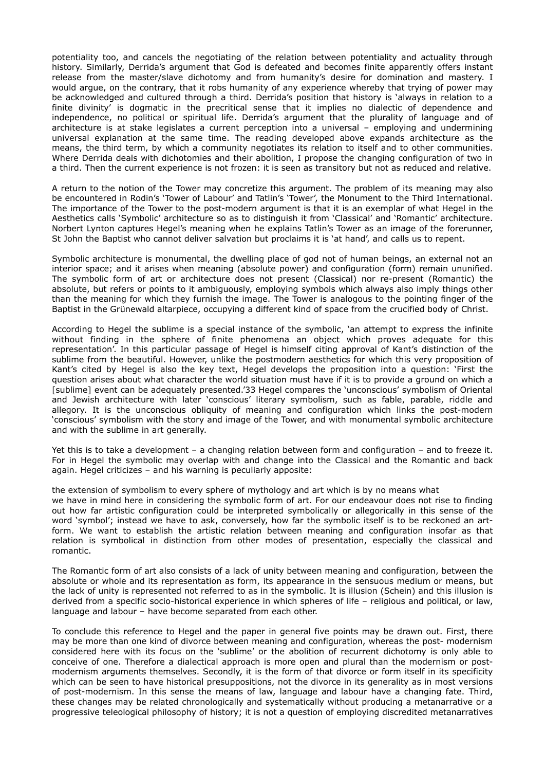potentiality too, and cancels the negotiating of the relation between potentiality and actuality through history. Similarly, Derrida's argument that God is defeated and becomes finite apparently offers instant release from the master/slave dichotomy and from humanity's desire for domination and mastery. I would argue, on the contrary, that it robs humanity of any experience whereby that trying of power may be acknowledged and cultured through a third. Derrida's position that history is 'always in relation to a finite divinity' is dogmatic in the precritical sense that it implies no dialectic of dependence and independence, no political or spiritual life. Derrida's argument that the plurality of language and of architecture is at stake legislates a current perception into a universal – employing and undermining universal explanation at the same time. The reading developed above expands architecture as the means, the third term, by which a community negotiates its relation to itself and to other communities. Where Derrida deals with dichotomies and their abolition, I propose the changing configuration of two in a third. Then the current experience is not frozen: it is seen as transitory but not as reduced and relative.

A return to the notion of the Tower may concretize this argument. The problem of its meaning may also be encountered in Rodin's 'Tower of Labour' and Tatlin's 'Tower', the Monument to the Third International. The importance of the Tower to the post-modern argument is that it is an exemplar of what Hegel in the Aesthetics calls 'Symbolic' architecture so as to distinguish it from 'Classical' and 'Romantic' architecture. Norbert Lynton captures Hegel's meaning when he explains Tatlin's Tower as an image of the forerunner, St John the Baptist who cannot deliver salvation but proclaims it is 'at hand', and calls us to repent.

Symbolic architecture is monumental, the dwelling place of god not of human beings, an external not an interior space; and it arises when meaning (absolute power) and configuration (form) remain ununified. The symbolic form of art or architecture does not present (Classical) nor re-present (Romantic) the absolute, but refers or points to it ambiguously, employing symbols which always also imply things other than the meaning for which they furnish the image. The Tower is analogous to the pointing finger of the Baptist in the Grünewald altarpiece, occupying a different kind of space from the crucified body of Christ.

According to Hegel the sublime is a special instance of the symbolic, 'an attempt to express the infinite without finding in the sphere of finite phenomena an object which proves adequate for this representation'. In this particular passage of Hegel is himself citing approval of Kant's distinction of the sublime from the beautiful. However, unlike the postmodern aesthetics for which this very proposition of Kant's cited by Hegel is also the key text, Hegel develops the proposition into a question: 'First the question arises about what character the world situation must have if it is to provide a ground on which a [sublime] event can be adequately presented.'33 Hegel compares the 'unconscious' symbolism of Oriental and Jewish architecture with later 'conscious' literary symbolism, such as fable, parable, riddle and allegory. It is the unconscious obliquity of meaning and configuration which links the post-modern 'conscious' symbolism with the story and image of the Tower, and with monumental symbolic architecture and with the sublime in art generally.

Yet this is to take a development – a changing relation between form and configuration – and to freeze it. For in Hegel the symbolic may overlap with and change into the Classical and the Romantic and back again. Hegel criticizes – and his warning is peculiarly apposite:

the extension of symbolism to every sphere of mythology and art which is by no means what we have in mind here in considering the symbolic form of art. For our endeavour does not rise to finding out how far artistic configuration could be interpreted symbolically or allegorically in this sense of the word 'symbol'; instead we have to ask, conversely, how far the symbolic itself is to be reckoned an art-form. We want to establish the artistic relation between meaning and configuration insofar as that relation is symbolical in distinction from other modes of presentation, especially the classical and romantic.

The Romantic form of art also consists of a lack of unity between meaning and configuration, between the absolute or whole and its representation as form, its appearance in the sensuous medium or means, but the lack of unity is represented not referred to as in the symbolic. It is illusion (Schein) and this illusion is derived from a specific socio-historical experience in which spheres of life – religious and political, or law, language and labour – have become separated from each other.

To conclude this reference to Hegel and the paper in general five points may be drawn out. First, there may be more than one kind of divorce between meaning and configuration, whereas the post- modernism considered here with its focus on the 'sublime' or the abolition of recurrent dichotomy is only able to conceive of one. Therefore a dialectical approach is more open and plural than the modernism or post-modernism arguments themselves. Secondly, it is the form of that divorce or form itself in its specificity which can be seen to have historical presuppositions, not the divorce in its generality as in most versions of post-modernism. In this sense the means of law, language and labour have a changing fate. Third, these changes may be related chronologically and systematically without producing a metanarrative or a progressive teleological philosophy of history; it is not a question of employing discredited metanarratives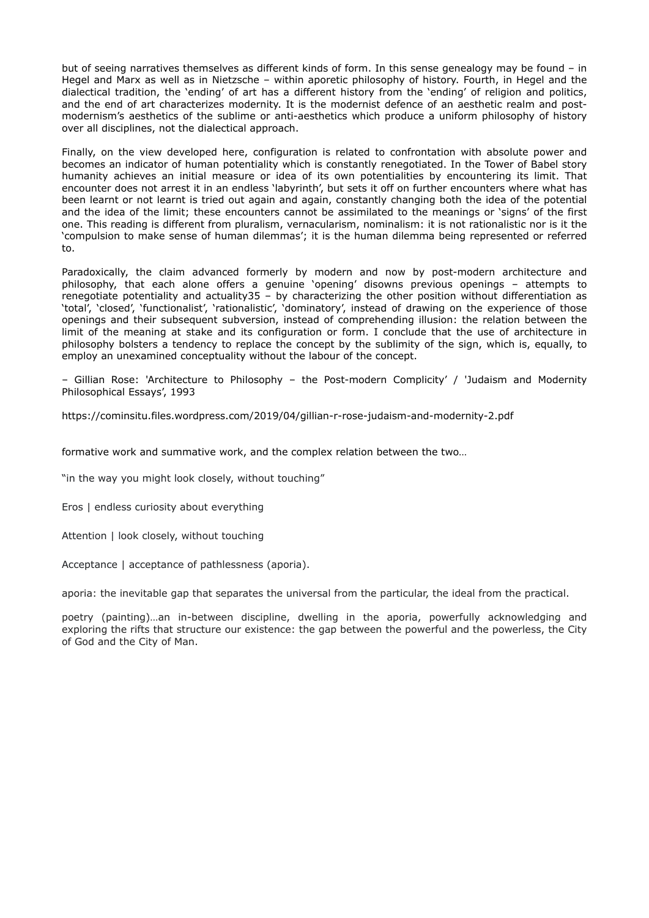but of seeing narratives themselves as different kinds of form. In this sense genealogy may be found – in Hegel and Marx as well as in Nietzsche – within aporetic philosophy of history. Fourth, in Hegel and the dialectical tradition, the 'ending' of art has a different history from the 'ending' of religion and politics, and the end of art characterizes modernity. It is the modernist defence of an aesthetic realm and post-modernism's aesthetics of the sublime or anti-aesthetics which produce a uniform philosophy of history over all disciplines, not the dialectical approach.

Finally, on the view developed here, configuration is related to confrontation with absolute power and becomes an indicator of human potentiality which is constantly renegotiated. In the Tower of Babel story humanity achieves an initial measure or idea of its own potentialities by encountering its limit. That encounter does not arrest it in an endless 'labyrinth', but sets it off on further encounters where what has been learnt or not learnt is tried out again and again, constantly changing both the idea of the potential and the idea of the limit; these encounters cannot be assimilated to the meanings or 'signs' of the first one. This reading is different from pluralism, vernacularism, nominalism: it is not rationalistic nor is it the 'compulsion to make sense of human dilemmas'; it is the human dilemma being represented or referred to.

Paradoxically, the claim advanced formerly by modern and now by post-modern architecture and philosophy, that each alone offers a genuine 'opening' disowns previous openings – attempts to renegotiate potentiality and actuality[35] – by characterizing the other position without differentiation as 'total', 'closed', 'functionalist', 'rationalistic', 'dominatory', instead of drawing on the experience of those openings and their subsequent subversion, instead of comprehending illusion: the relation between the limit of the meaning at stake and its configuration or form. I conclude that the use of architecture in philosophy bolsters a tendency to replace the concept by the sublimity of the sign, which is, equally, to employ an unexamined conceptuality without the labour of the concept.

– Gillian Rose: 'Architecture to Philosophy – the Post-modern Complicity' / 'Judaism and Modernity Philosophical Essays', 1993

https://cominsitu.files.wordpress.com/2019/04/gillian-r-rose-judaism-and-modernity-2.pdf

formative work and summative work, and the complex relation between the two…

"in the way you might look closely, without touching"

Eros | endless curiosity about everything

Attention | look closely, without touching

Acceptance | acceptance of pathlessness (aporia).

aporia: the inevitable gap that separates the universal from the particular, the ideal from the practical.

poetry (painting)…an in-between discipline, dwelling in the aporia, powerfully acknowledging and exploring the rifts that structure our existence: the gap between the powerful and the powerless, the City of God and the City of Man.